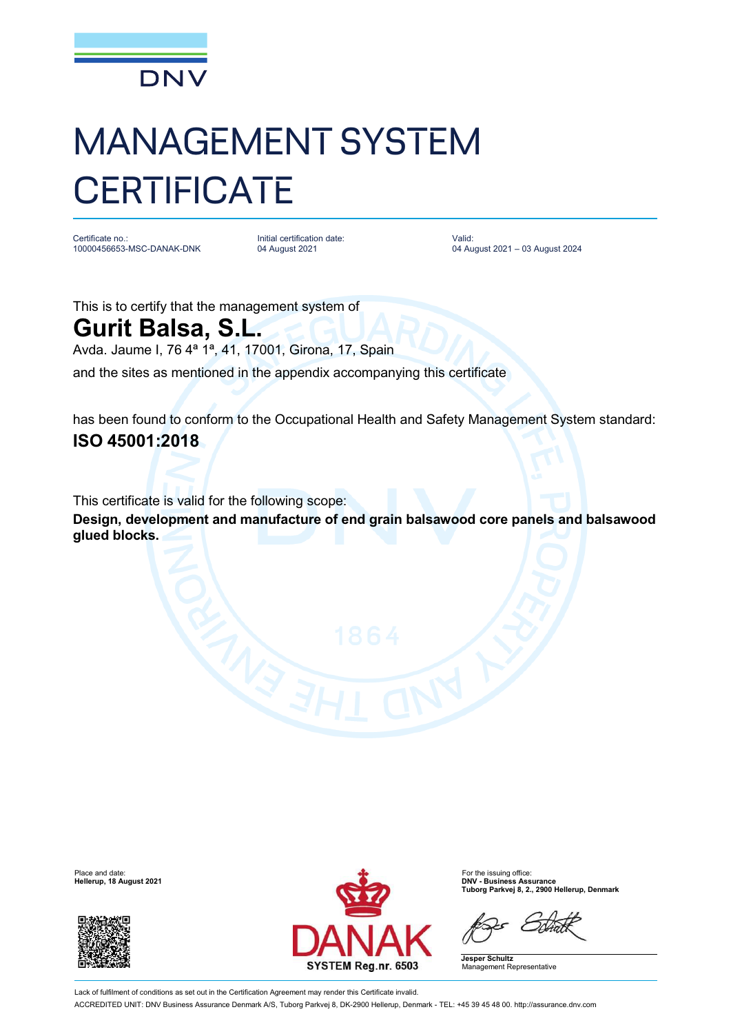DNV

# MANAGEMENT SYSTEM CERTIFICATE

| Certificate no.: | Initial certification date: | Valid: |
| --- | --- | --- |
| 10000456653-MSC-DANAK-DNK | 04 August 2021 | 04 August 2021 – 03 August 2024 |

This is to certify that the management system of

## Gurit Balsa, S.L.

Avda. Jaume I, 76 4ª 1ª, 41, 17001, Girona, 17, Spain

and the sites as mentioned in the appendix accompanying this certificate

has been found to conform to the Occupational Health and Safety Management System standard:

## ISO 45001:2018

This certificate is valid for the following scope:

**Design, development and manufacture of end grain balsawood core panels and balsawood glued blocks.**

Place and date:
**Hellerup, 18 August 2021**

DANAK
SYSTEM Reg.nr. 6503

For the issuing office:
**DNV - Business Assurance**
**Tuborg Parkvej 8, 2., 2900 Hellerup, Denmark**

**Jesper Schultz**
Management Representative

Lack of fulfilment of conditions as set out in the Certification Agreement may render this Certificate invalid.

ACCREDITED UNIT: DNV Business Assurance Denmark A/S, Tuborg Parkvej 8, DK-2900 Hellerup, Denmark - TEL: +45 39 45 48 00. http://assurance.dnv.com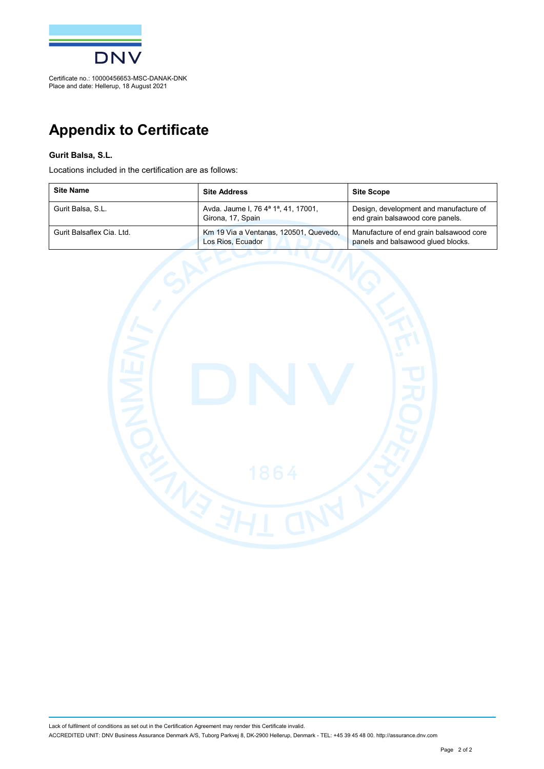Certificate no.: 10000456653-MSC-DANAK-DNK
Place and date: Hellerup, 18 August 2021

# Appendix to Certificate

**Gurit Balsa, S.L.**

Locations included in the certification are as follows:

| Site Name | Site Address | Site Scope |
| --- | --- | --- |
| Gurit Balsa, S.L. | Avda. Jaume I, 76 4ª 1ª, 41, 17001, Girona, 17, Spain | Design, development and manufacture of end grain balsawood core panels. |
| Gurit Balsaflex Cia. Ltd. | Km 19 Via a Ventanas, 120501, Quevedo, Los Rios, Ecuador | Manufacture of end grain balsawood core panels and balsawood glued blocks. |

Lack of fulfilment of conditions as set out in the Certification Agreement may render this Certificate invalid.

ACCREDITED UNIT: DNV Business Assurance Denmark A/S, Tuborg Parkvej 8, DK-2900 Hellerup, Denmark - TEL: +45 39 45 48 00. http://assurance.dnv.com